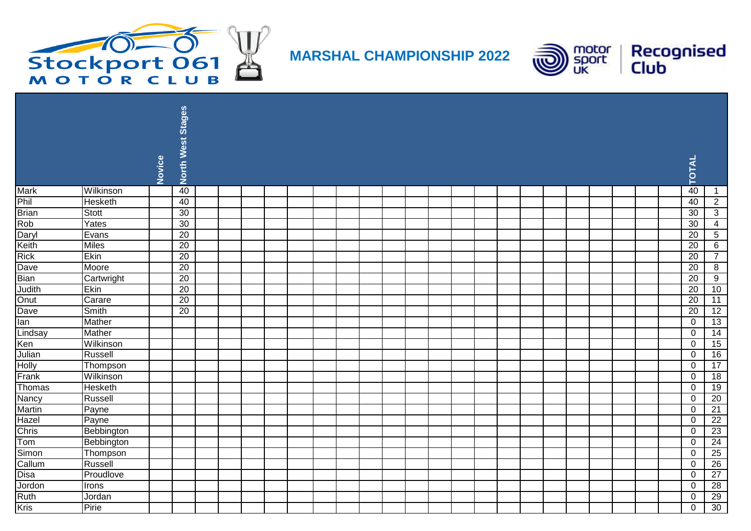# MARSHAL CHAMPIONSHIP 2022

Stockport 061 Motor Club

motor sport UK | Recognised Club

| | | Novice | North West Stages | | | | | | | | | | | | | | | | | | | | | | TOTAL | |
|---|---|---|---|---|---|---|---|---|---|---|---|---|---|---|---|---|---|---|---|---|---|---|---|---|---|---|
| Mark | Wilkinson | | 40 | | | | | | | | | | | | | | | | | | | | | | 40 | 1 |
| Phil | Hesketh | | 40 | | | | | | | | | | | | | | | | | | | | | | 40 | 2 |
| Brian | Stott | | 30 | | | | | | | | | | | | | | | | | | | | | | 30 | 3 |
| Rob | Yates | | 30 | | | | | | | | | | | | | | | | | | | | | | 30 | 4 |
| Daryl | Evans | | 20 | | | | | | | | | | | | | | | | | | | | | | 20 | 5 |
| Keith | Miles | | 20 | | | | | | | | | | | | | | | | | | | | | | 20 | 6 |
| Rick | Ekin | | 20 | | | | | | | | | | | | | | | | | | | | | | 20 | 7 |
| Dave | Moore | | 20 | | | | | | | | | | | | | | | | | | | | | | 20 | 8 |
| Bian | Cartwright | | 20 | | | | | | | | | | | | | | | | | | | | | | 20 | 9 |
| Judith | Ekin | | 20 | | | | | | | | | | | | | | | | | | | | | | 20 | 10 |
| Onut | Carare | | 20 | | | | | | | | | | | | | | | | | | | | | | 20 | 11 |
| Dave | Smith | | 20 | | | | | | | | | | | | | | | | | | | | | | 20 | 12 |
| Ian | Mather | | | | | | | | | | | | | | | | | | | | | | | | 0 | 13 |
| Lindsay | Mather | | | | | | | | | | | | | | | | | | | | | | | | 0 | 14 |
| Ken | Wilkinson | | | | | | | | | | | | | | | | | | | | | | | | 0 | 15 |
| Julian | Russell | | | | | | | | | | | | | | | | | | | | | | | | 0 | 16 |
| Holly | Thompson | | | | | | | | | | | | | | | | | | | | | | | | 0 | 17 |
| Frank | Wilkinson | | | | | | | | | | | | | | | | | | | | | | | | 0 | 18 |
| Thomas | Hesketh | | | | | | | | | | | | | | | | | | | | | | | | 0 | 19 |
| Nancy | Russell | | | | | | | | | | | | | | | | | | | | | | | | 0 | 20 |
| Martin | Payne | | | | | | | | | | | | | | | | | | | | | | | | 0 | 21 |
| Hazel | Payne | | | | | | | | | | | | | | | | | | | | | | | | 0 | 22 |
| Chris | Bebbington | | | | | | | | | | | | | | | | | | | | | | | | 0 | 23 |
| Tom | Bebbington | | | | | | | | | | | | | | | | | | | | | | | | 0 | 24 |
| Simon | Thompson | | | | | | | | | | | | | | | | | | | | | | | | 0 | 25 |
| Callum | Russell | | | | | | | | | | | | | | | | | | | | | | | | 0 | 26 |
| Disa | Proudlove | | | | | | | | | | | | | | | | | | | | | | | | 0 | 27 |
| Jordon | Irons | | | | | | | | | | | | | | | | | | | | | | | | 0 | 28 |
| Ruth | Jordan | | | | | | | | | | | | | | | | | | | | | | | | 0 | 29 |
| Kris | Pirie | | | | | | | | | | | | | | | | | | | | | | | | 0 | 30 |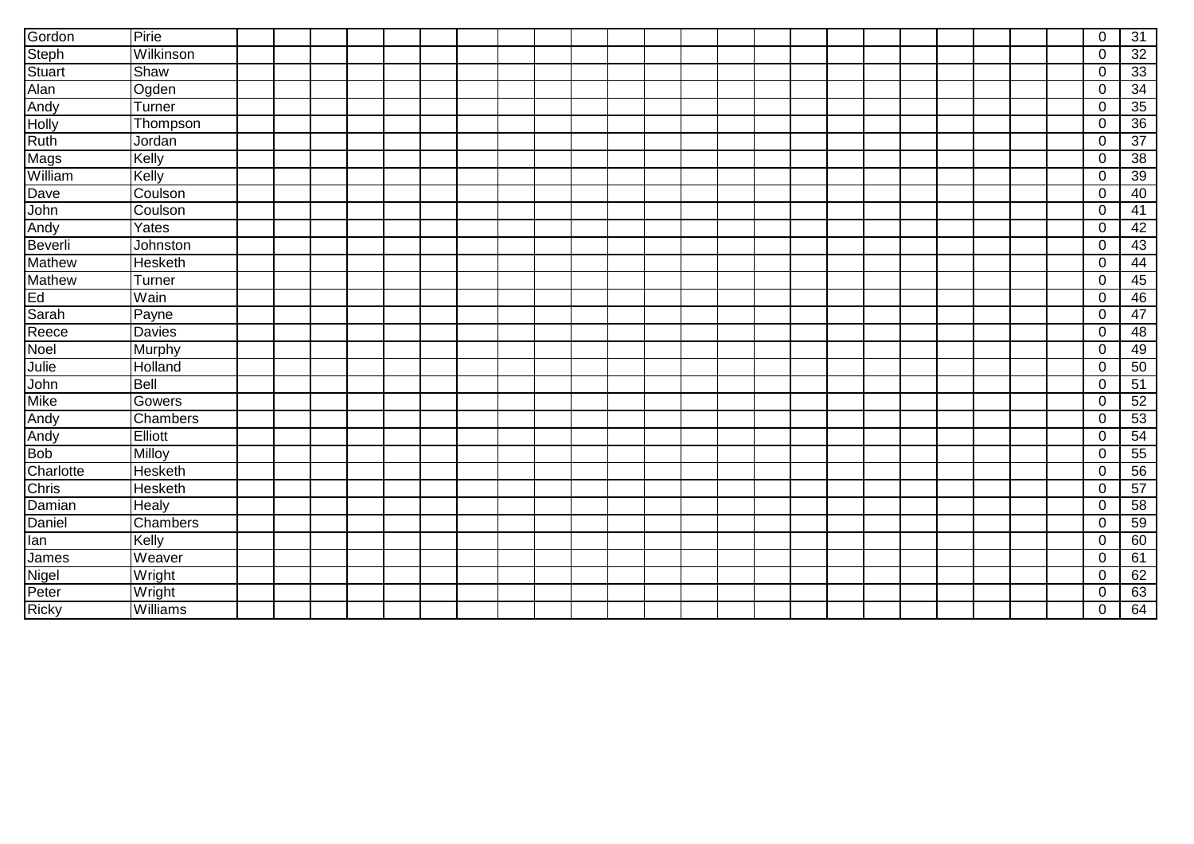| | | | | | | | | | | | | | | | | | | | | | | | | | | |
|---|---|---|---|---|---|---|---|---|---|---|---|---|---|---|---|---|---|---|---|---|---|---|---|---|---|---|
| Gordon | Pirie | | | | | | | | | | | | | | | | | | | | | | | | 0 | 31 |
| Steph | Wilkinson | | | | | | | | | | | | | | | | | | | | | | | | 0 | 32 |
| Stuart | Shaw | | | | | | | | | | | | | | | | | | | | | | | | 0 | 33 |
| Alan | Ogden | | | | | | | | | | | | | | | | | | | | | | | | 0 | 34 |
| Andy | Turner | | | | | | | | | | | | | | | | | | | | | | | | 0 | 35 |
| Holly | Thompson | | | | | | | | | | | | | | | | | | | | | | | | 0 | 36 |
| Ruth | Jordan | | | | | | | | | | | | | | | | | | | | | | | | 0 | 37 |
| Mags | Kelly | | | | | | | | | | | | | | | | | | | | | | | | 0 | 38 |
| William | Kelly | | | | | | | | | | | | | | | | | | | | | | | | 0 | 39 |
| Dave | Coulson | | | | | | | | | | | | | | | | | | | | | | | | 0 | 40 |
| John | Coulson | | | | | | | | | | | | | | | | | | | | | | | | 0 | 41 |
| Andy | Yates | | | | | | | | | | | | | | | | | | | | | | | | 0 | 42 |
| Beverli | Johnston | | | | | | | | | | | | | | | | | | | | | | | | 0 | 43 |
| Mathew | Hesketh | | | | | | | | | | | | | | | | | | | | | | | | 0 | 44 |
| Mathew | Turner | | | | | | | | | | | | | | | | | | | | | | | | 0 | 45 |
| Ed | Wain | | | | | | | | | | | | | | | | | | | | | | | | 0 | 46 |
| Sarah | Payne | | | | | | | | | | | | | | | | | | | | | | | | 0 | 47 |
| Reece | Davies | | | | | | | | | | | | | | | | | | | | | | | | 0 | 48 |
| Noel | Murphy | | | | | | | | | | | | | | | | | | | | | | | | 0 | 49 |
| Julie | Holland | | | | | | | | | | | | | | | | | | | | | | | | 0 | 50 |
| John | Bell | | | | | | | | | | | | | | | | | | | | | | | | 0 | 51 |
| Mike | Gowers | | | | | | | | | | | | | | | | | | | | | | | | 0 | 52 |
| Andy | Chambers | | | | | | | | | | | | | | | | | | | | | | | | 0 | 53 |
| Andy | Elliott | | | | | | | | | | | | | | | | | | | | | | | | 0 | 54 |
| Bob | Milloy | | | | | | | | | | | | | | | | | | | | | | | | 0 | 55 |
| Charlotte | Hesketh | | | | | | | | | | | | | | | | | | | | | | | | 0 | 56 |
| Chris | Hesketh | | | | | | | | | | | | | | | | | | | | | | | | 0 | 57 |
| Damian | Healy | | | | | | | | | | | | | | | | | | | | | | | | 0 | 58 |
| Daniel | Chambers | | | | | | | | | | | | | | | | | | | | | | | | 0 | 59 |
| Ian | Kelly | | | | | | | | | | | | | | | | | | | | | | | | 0 | 60 |
| James | Weaver | | | | | | | | | | | | | | | | | | | | | | | | 0 | 61 |
| Nigel | Wright | | | | | | | | | | | | | | | | | | | | | | | | 0 | 62 |
| Peter | Wright | | | | | | | | | | | | | | | | | | | | | | | | 0 | 63 |
| Ricky | Williams | | | | | | | | | | | | | | | | | | | | | | | | 0 | 64 |